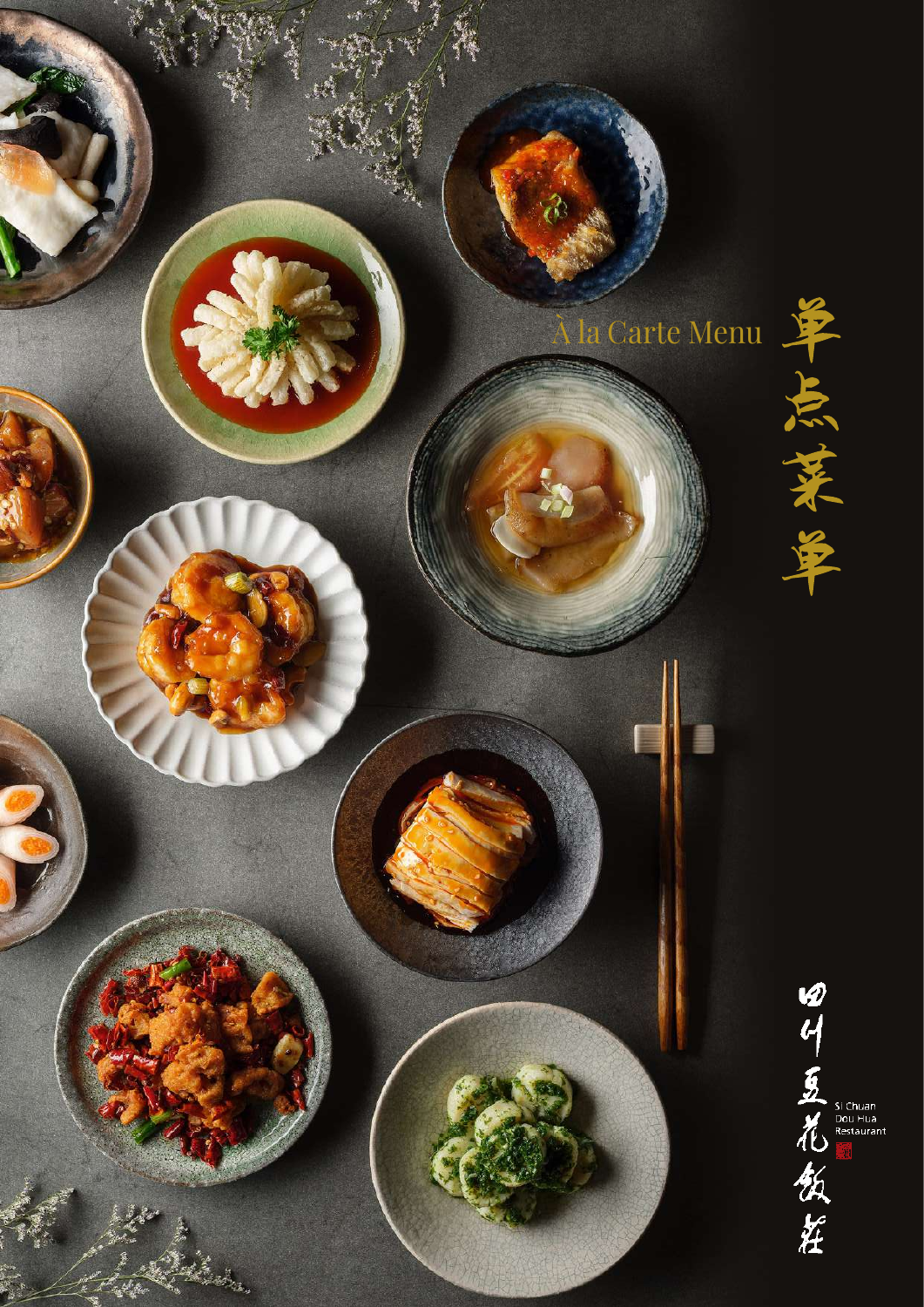# À la Carte Menu 单点菜单

四川豆花饭庄

Si Chuan Dou Hua Restaurant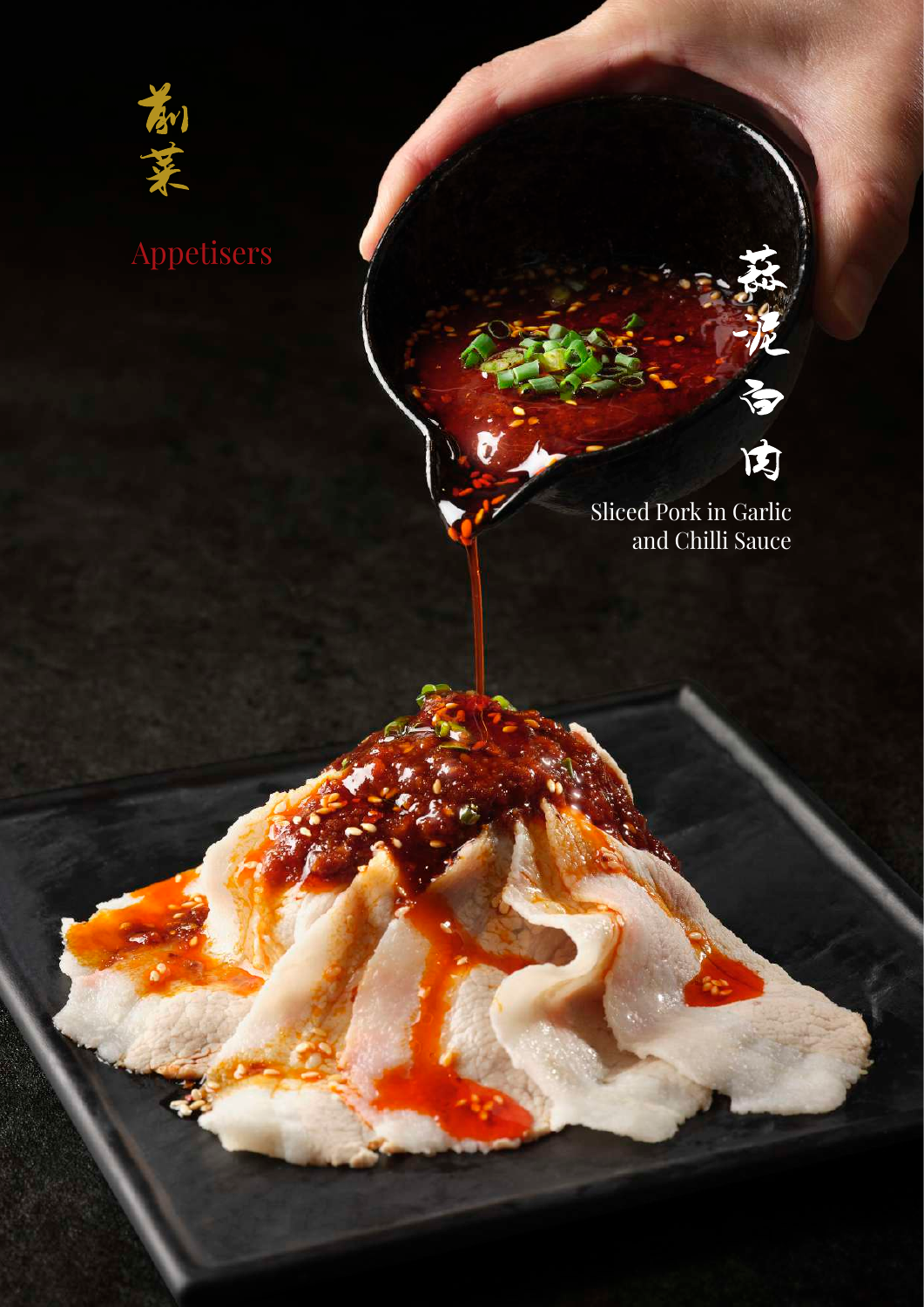# 前菜

## Appetisers

### 蒜泥白肉

Sliced Pork in Garlic and Chilli Sauce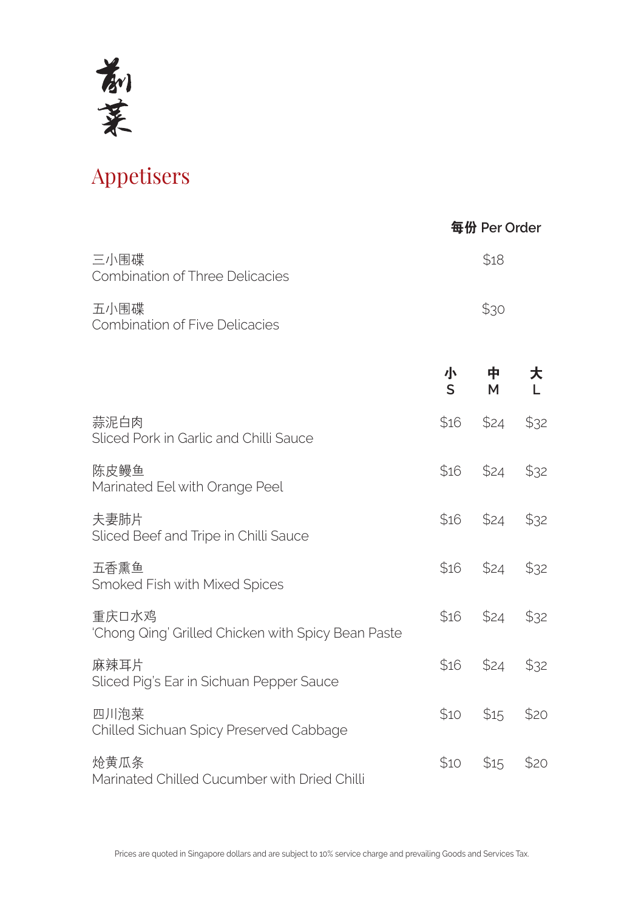冷菜

# Appetisers

| | 每份 Per Order |
|---|---|
| 三小围碟<br>Combination of Three Delicacies | $18 |
| 五小围碟<br>Combination of Five Delicacies | $30 |

| | 小<br>S | 中<br>M | 大<br>L |
|---|---|---|---|
| 蒜泥白肉<br>Sliced Pork in Garlic and Chilli Sauce | $16 | $24 | $32 |
| 陈皮鳗鱼<br>Marinated Eel with Orange Peel | $16 | $24 | $32 |
| 夫妻肺片<br>Sliced Beef and Tripe in Chilli Sauce | $16 | $24 | $32 |
| 五香熏鱼<br>Smoked Fish with Mixed Spices | $16 | $24 | $32 |
| 重庆口水鸡<br>'Chong Qing' Grilled Chicken with Spicy Bean Paste | $16 | $24 | $32 |
| 麻辣耳片<br>Sliced Pig's Ear in Sichuan Pepper Sauce | $16 | $24 | $32 |
| 四川泡菜<br>Chilled Sichuan Spicy Preserved Cabbage | $10 | $15 | $20 |
| 炝黄瓜条<br>Marinated Chilled Cucumber with Dried Chilli | $10 | $15 | $20 |

Prices are quoted in Singapore dollars and are subject to 10% service charge and prevailing Goods and Services Tax.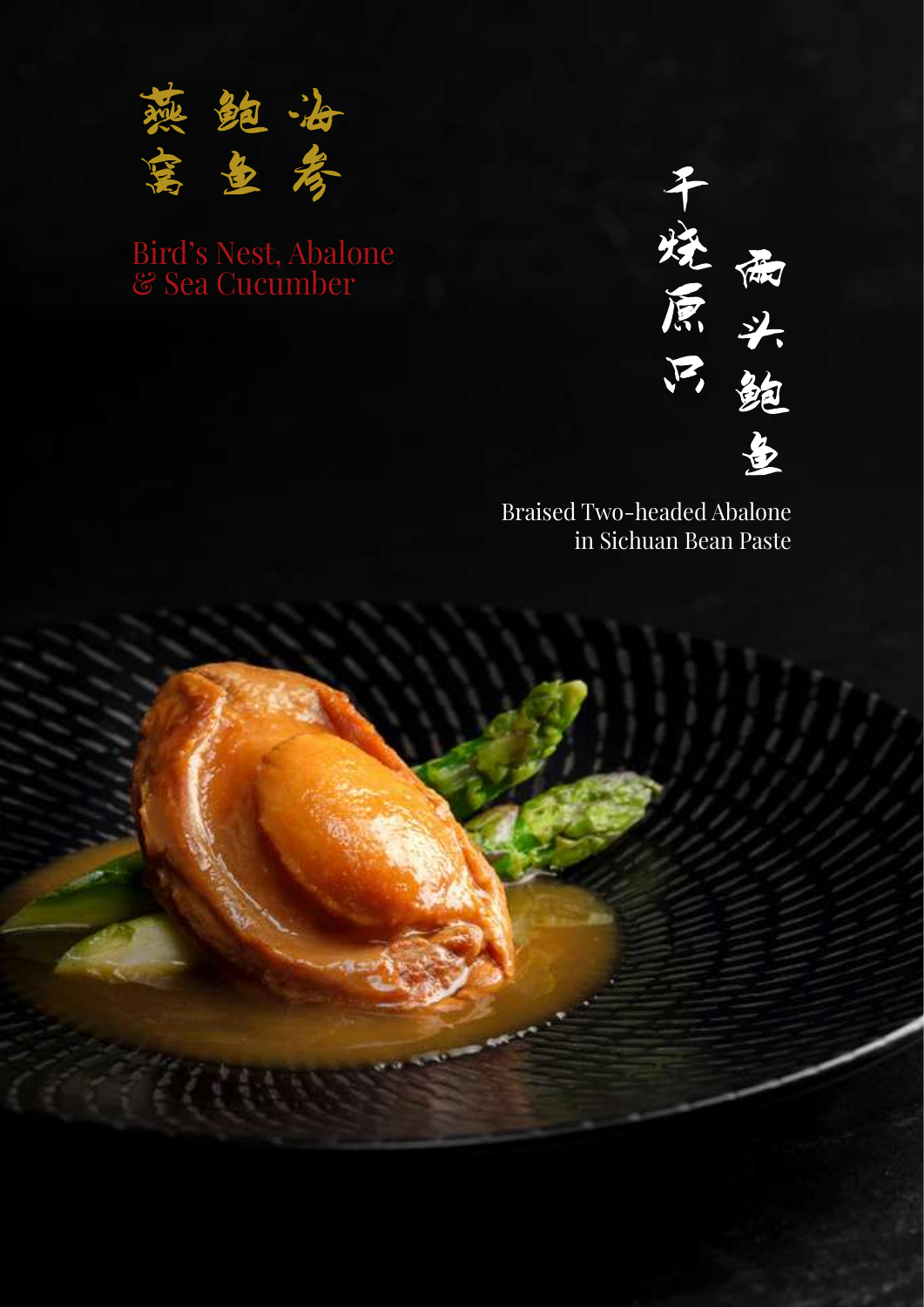# 燕窝鲍鱼海参

## Bird's Nest, Abalone & Sea Cucumber

### 干烧原只两头鲍鱼

Braised Two-headed Abalone in Sichuan Bean Paste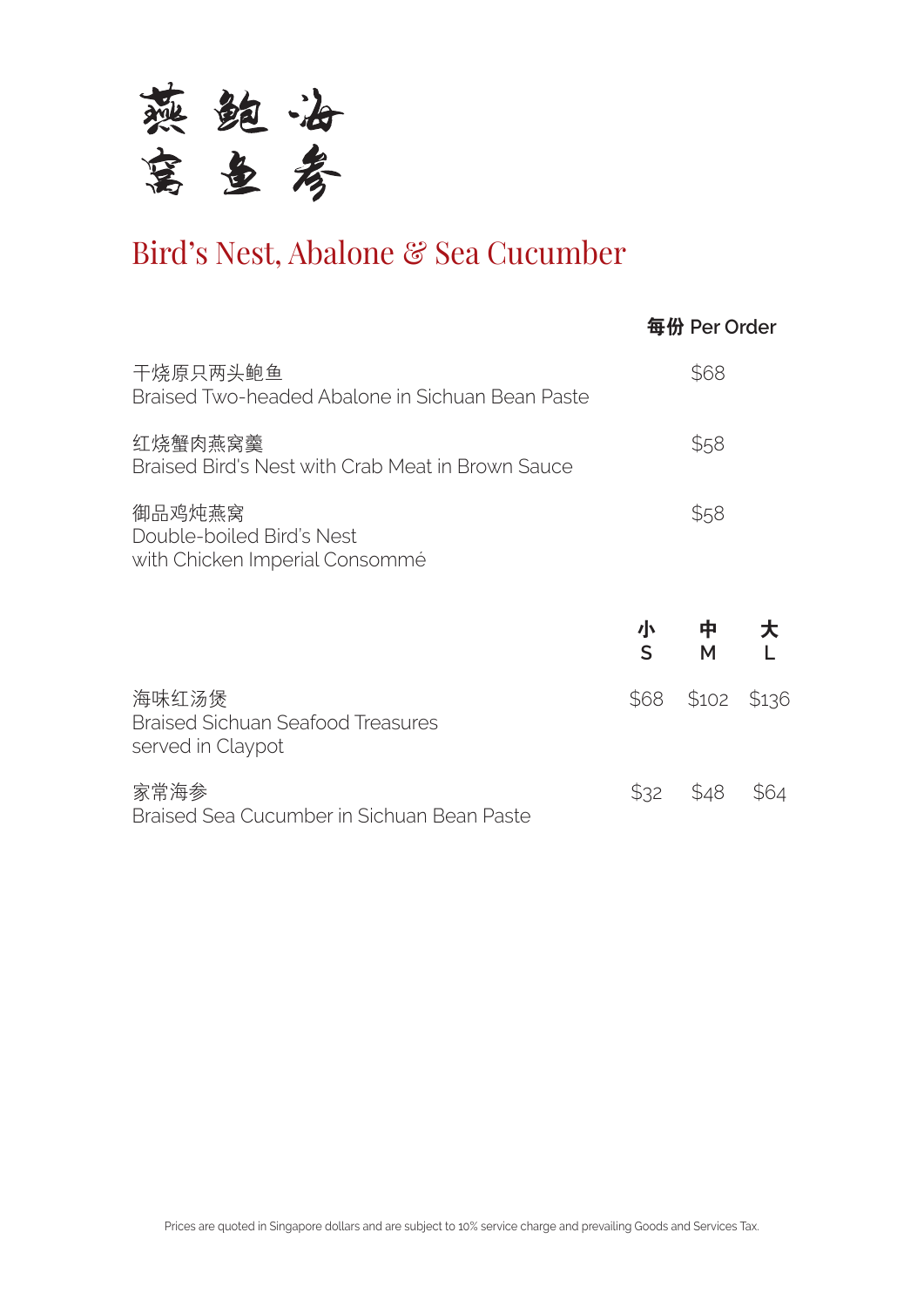# 燕窝 鲍鱼 海参

## Bird's Nest, Abalone & Sea Cucumber

| | 每份 Per Order |
|---|---|
| 干烧原只两头鲍鱼<br>Braised Two-headed Abalone in Sichuan Bean Paste | $68 |
| 红烧蟹肉燕窝羹<br>Braised Bird's Nest with Crab Meat in Brown Sauce | $58 |
| 御品鸡炖燕窝<br>Double-boiled Bird's Nest with Chicken Imperial Consommé | $58 |

| | 小 S | 中 M | 大 L |
|---|---|---|---|
| 海味红汤煲<br>Braised Sichuan Seafood Treasures served in Claypot | $68 | $102 | $136 |
| 家常海参<br>Braised Sea Cucumber in Sichuan Bean Paste | $32 | $48 | $64 |

Prices are quoted in Singapore dollars and are subject to 10% service charge and prevailing Goods and Services Tax.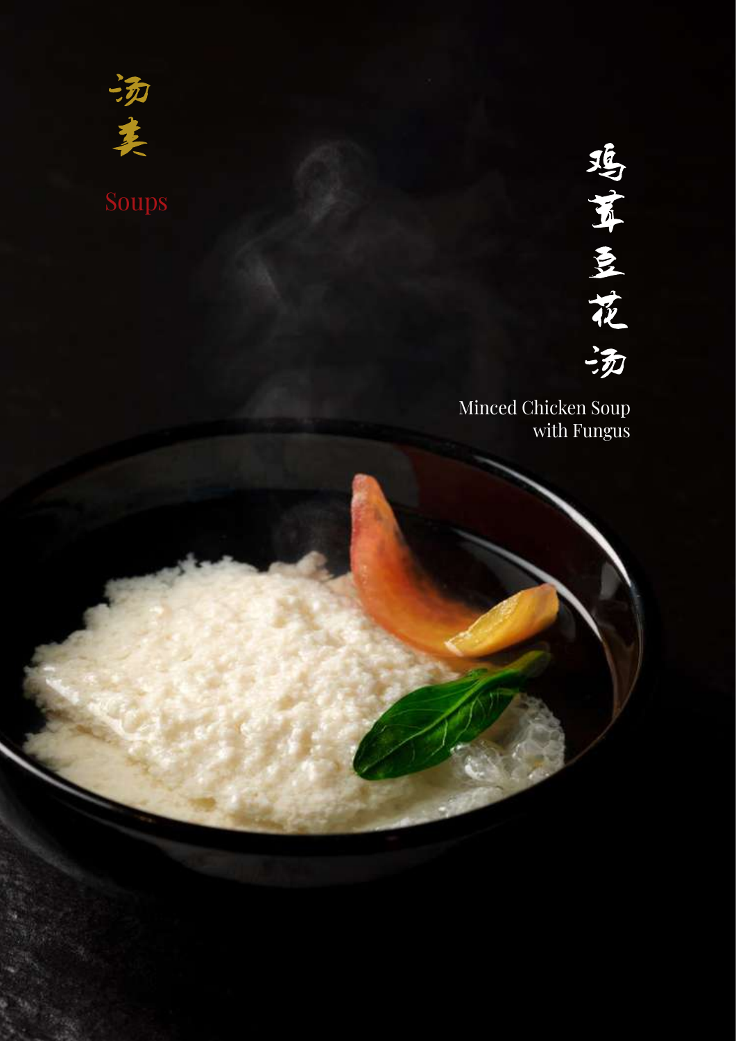# 汤羹

# Soups

## 鸡茸豆花汤

Minced Chicken Soup with Fungus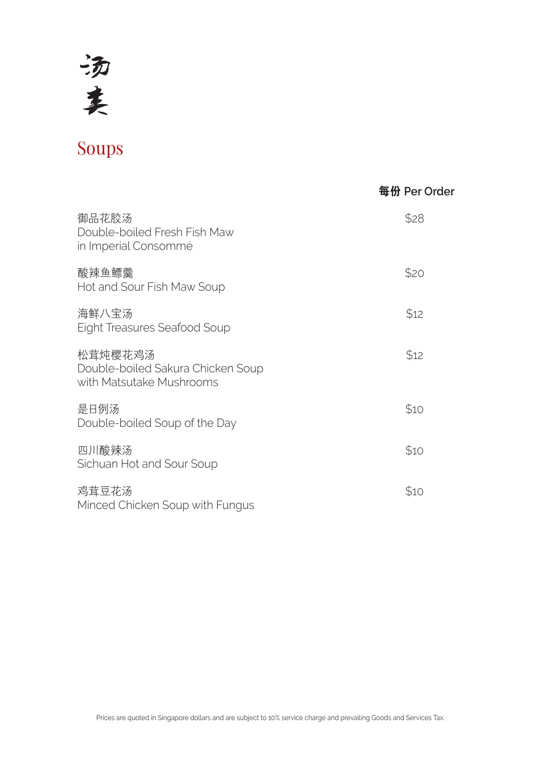# 汤羹

## Soups

| | 每份 Per Order |
|---|---|
| 御品花胶汤<br>Double-boiled Fresh Fish Maw in Imperial Consommé | $28 |
| 酸辣鱼鳔羹<br>Hot and Sour Fish Maw Soup | $20 |
| 海鲜八宝汤<br>Eight Treasures Seafood Soup | $12 |
| 松茸炖樱花鸡汤<br>Double-boiled Sakura Chicken Soup with Matsutake Mushrooms | $12 |
| 是日例汤<br>Double-boiled Soup of the Day | $10 |
| 四川酸辣汤<br>Sichuan Hot and Sour Soup | $10 |
| 鸡茸豆花汤<br>Minced Chicken Soup with Fungus | $10 |

Prices are quoted in Singapore dollars and are subject to 10% service charge and prevailing Goods and Services Tax.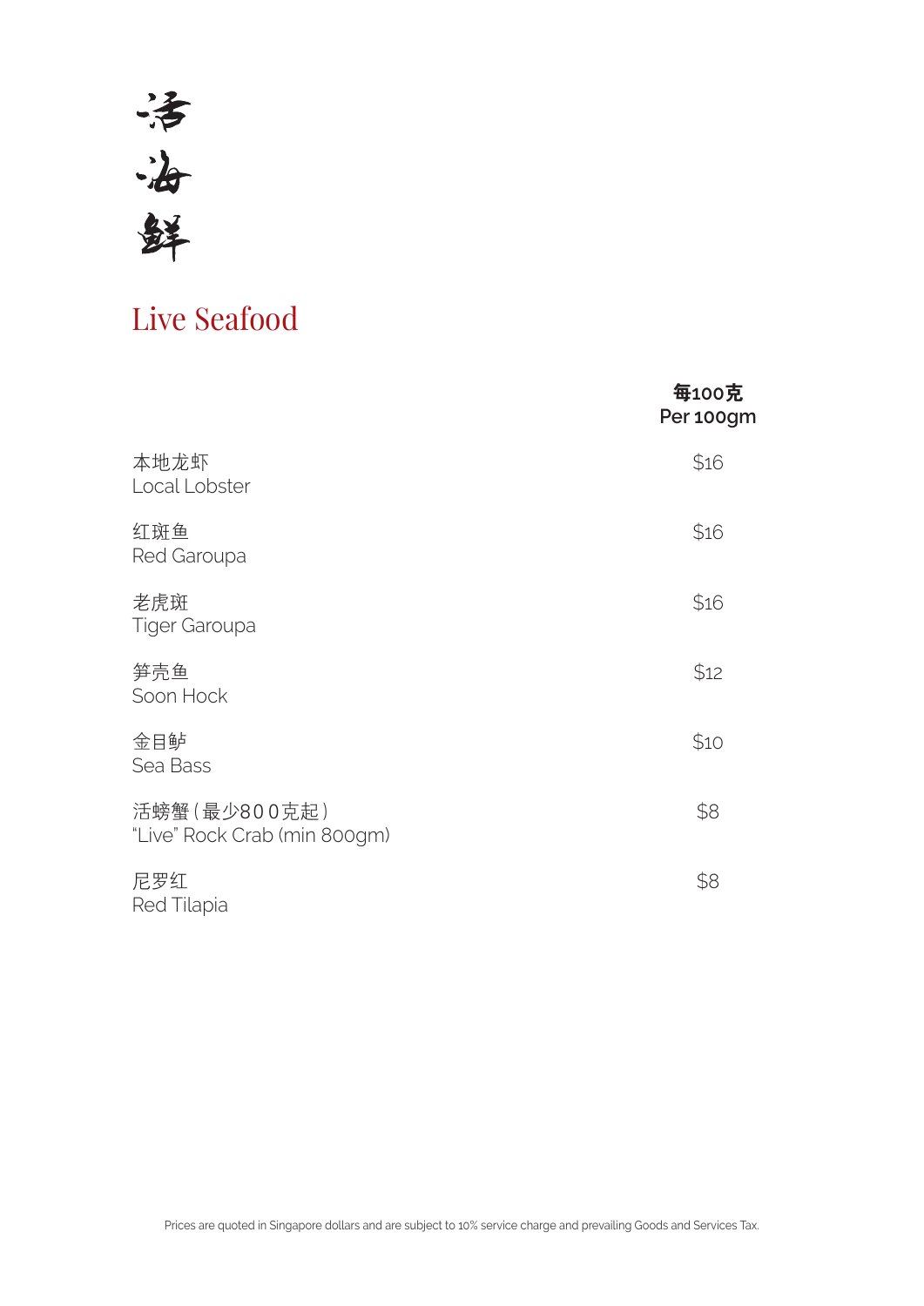# 活海鲜

## Live Seafood

| | 每100克<br>Per 100gm |
|---|---|
| 本地龙虾<br>Local Lobster | $16 |
| 红斑鱼<br>Red Garoupa | $16 |
| 老虎斑<br>Tiger Garoupa | $16 |
| 笋壳鱼<br>Soon Hock | $12 |
| 金目鲈<br>Sea Bass | $10 |
| 活螃蟹（最少800克起）<br>"Live" Rock Crab (min 800gm) | $8 |
| 尼罗红<br>Red Tilapia | $8 |

Prices are quoted in Singapore dollars and are subject to 10% service charge and prevailing Goods and Services Tax.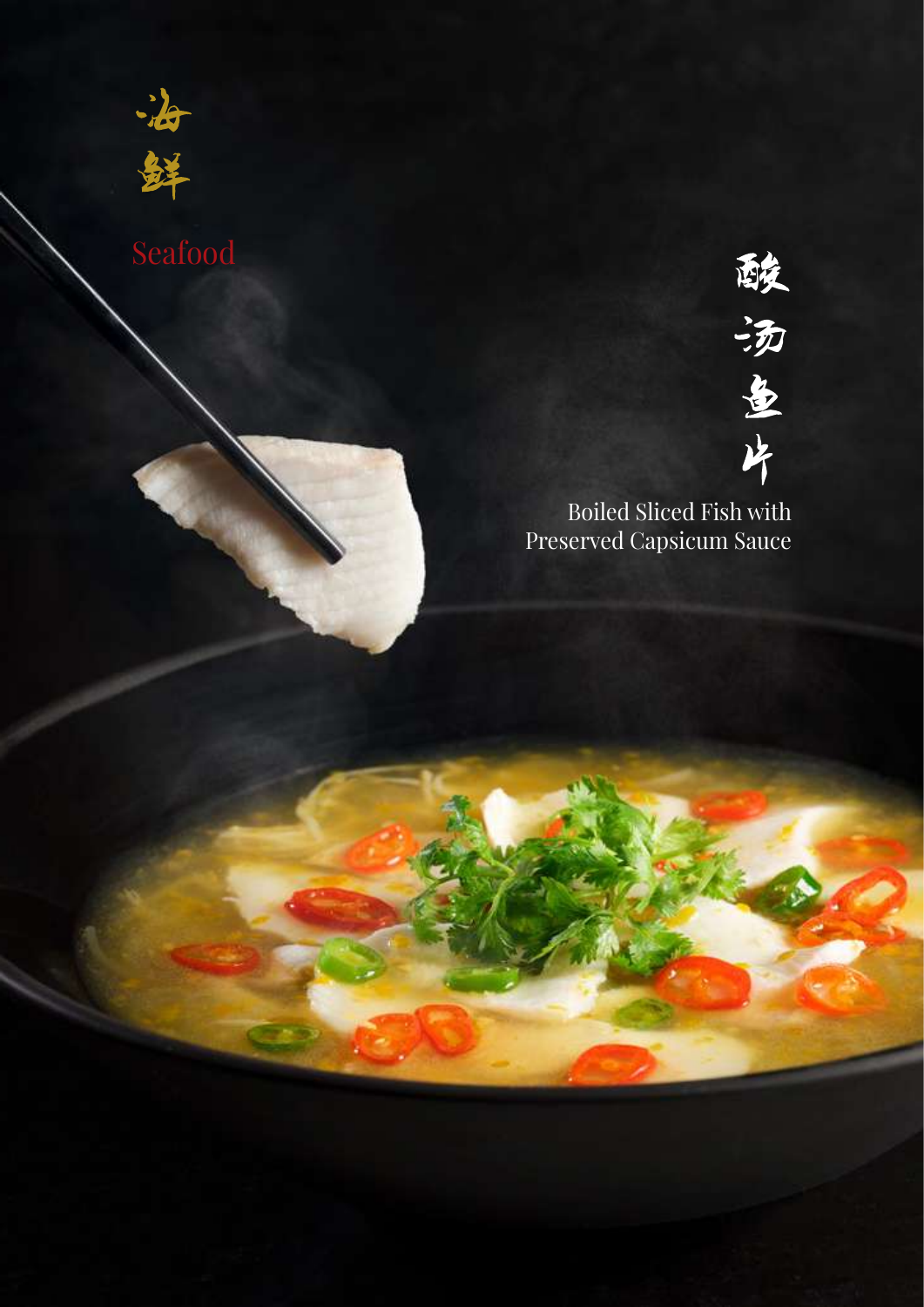# 海鲜

# Seafood

## 酸汤鱼片

Boiled Sliced Fish with Preserved Capsicum Sauce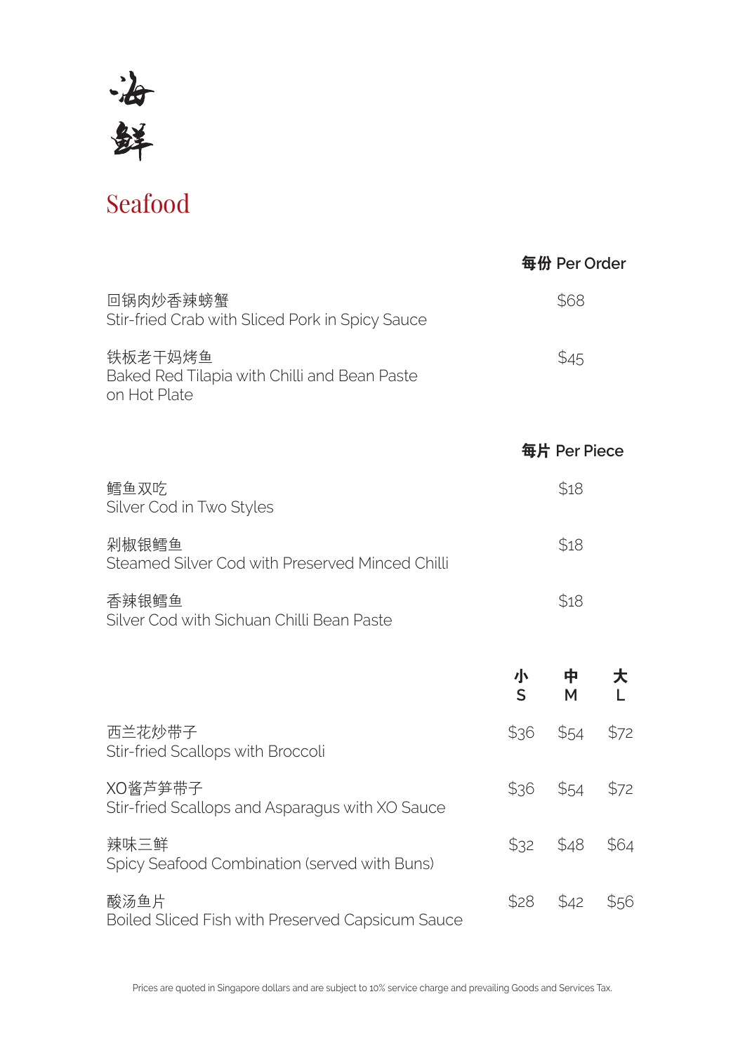# 海鲜

## Seafood

| | 每份 Per Order |
|---|---|
| 回锅肉炒香辣螃蟹<br>Stir-fried Crab with Sliced Pork in Spicy Sauce | $68 |
| 铁板老干妈烤鱼<br>Baked Red Tilapia with Chilli and Bean Paste on Hot Plate | $45 |

| | 每片 Per Piece |
|---|---|
| 鳕鱼双吃<br>Silver Cod in Two Styles | $18 |
| 剁椒银鳕鱼<br>Steamed Silver Cod with Preserved Minced Chilli | $18 |
| 香辣银鳕鱼<br>Silver Cod with Sichuan Chilli Bean Paste | $18 |

| | 小 S | 中 M | 大 L |
|---|---|---|---|
| 西兰花炒带子<br>Stir-fried Scallops with Broccoli | $36 | $54 | $72 |
| XO酱芦笋带子<br>Stir-fried Scallops and Asparagus with XO Sauce | $36 | $54 | $72 |
| 辣味三鲜<br>Spicy Seafood Combination (served with Buns) | $32 | $48 | $64 |
| 酸汤鱼片<br>Boiled Sliced Fish with Preserved Capsicum Sauce | $28 | $42 | $56 |

Prices are quoted in Singapore dollars and are subject to 10% service charge and prevailing Goods and Services Tax.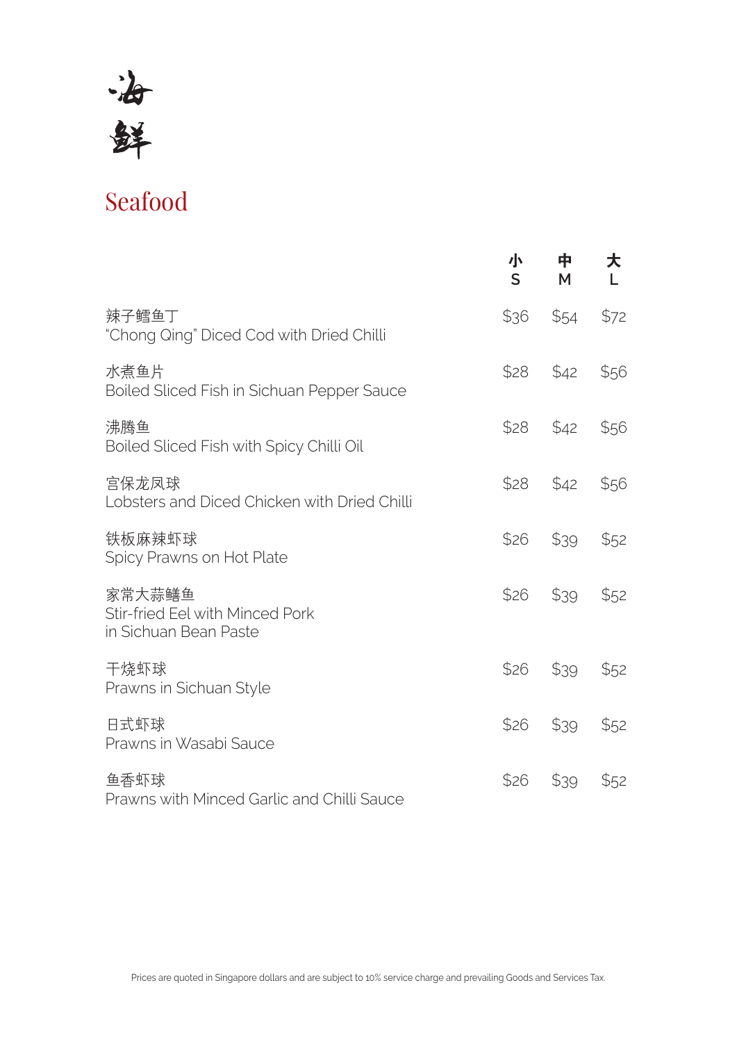# 海鲜

## Seafood

| | 小 S | 中 M | 大 L |
|---|---|---|---|
| 辣子鳕鱼丁<br>"Chong Qing" Diced Cod with Dried Chilli | $36 | $54 | $72 |
| 水煮鱼片<br>Boiled Sliced Fish in Sichuan Pepper Sauce | $28 | $42 | $56 |
| 沸腾鱼<br>Boiled Sliced Fish with Spicy Chilli Oil | $28 | $42 | $56 |
| 宫保龙凤球<br>Lobsters and Diced Chicken with Dried Chilli | $28 | $42 | $56 |
| 铁板麻辣虾球<br>Spicy Prawns on Hot Plate | $26 | $39 | $52 |
| 家常大蒜鳝鱼<br>Stir-fried Eel with Minced Pork in Sichuan Bean Paste | $26 | $39 | $52 |
| 干烧虾球<br>Prawns in Sichuan Style | $26 | $39 | $52 |
| 日式虾球<br>Prawns in Wasabi Sauce | $26 | $39 | $52 |
| 鱼香虾球<br>Prawns with Minced Garlic and Chilli Sauce | $26 | $39 | $52 |

Prices are quoted in Singapore dollars and are subject to 10% service charge and prevailing Goods and Services Tax.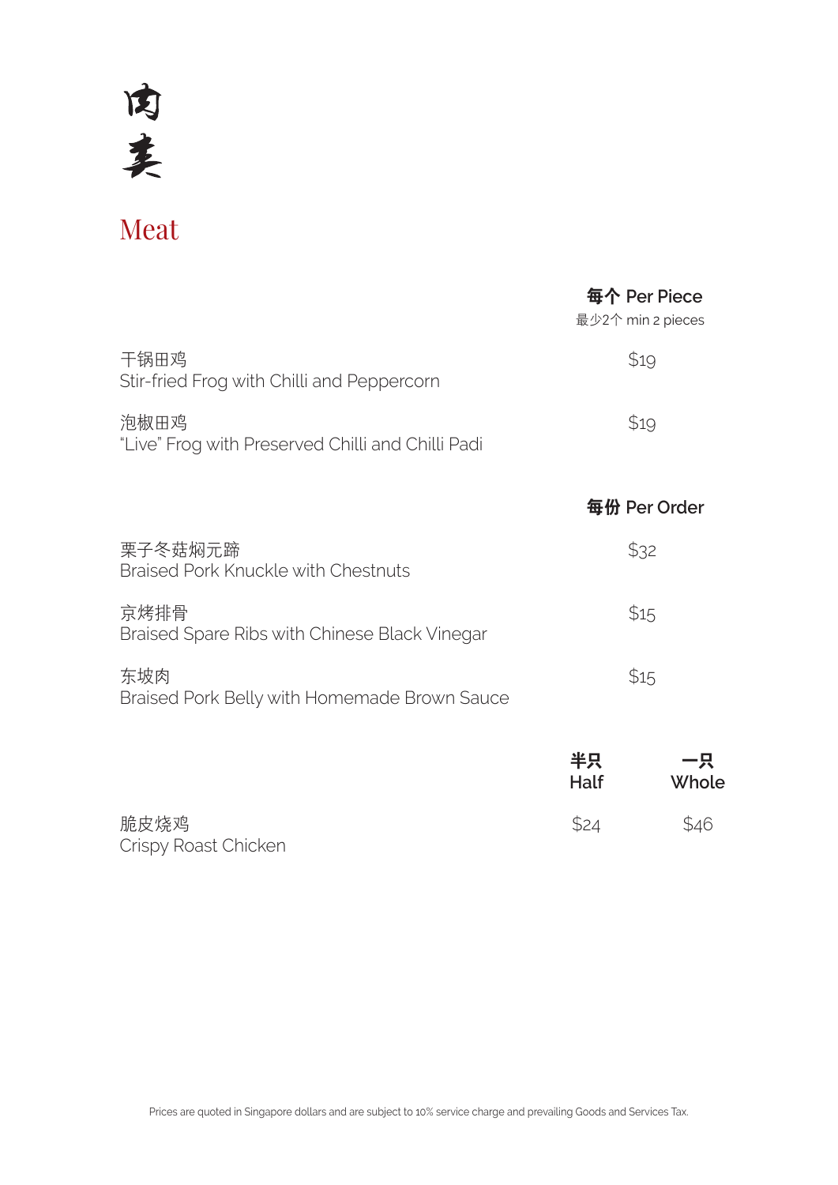# 肉类

## Meat

| | 每个 Per Piece<br>最少2个 min 2 pieces |
|---|---|
| 干锅田鸡<br>Stir-fried Frog with Chilli and Peppercorn | $19 |
| 泡椒田鸡<br>"Live" Frog with Preserved Chilli and Chilli Padi | $19 |

| | 每份 Per Order |
|---|---|
| 栗子冬菇焖元蹄<br>Braised Pork Knuckle with Chestnuts | $32 |
| 京烤排骨<br>Braised Spare Ribs with Chinese Black Vinegar | $15 |
| 东坡肉<br>Braised Pork Belly with Homemade Brown Sauce | $15 |

| | 半只<br>Half | 一只<br>Whole |
|---|---|---|
| 脆皮烧鸡<br>Crispy Roast Chicken | $24 | $46 |

Prices are quoted in Singapore dollars and are subject to 10% service charge and prevailing Goods and Services Tax.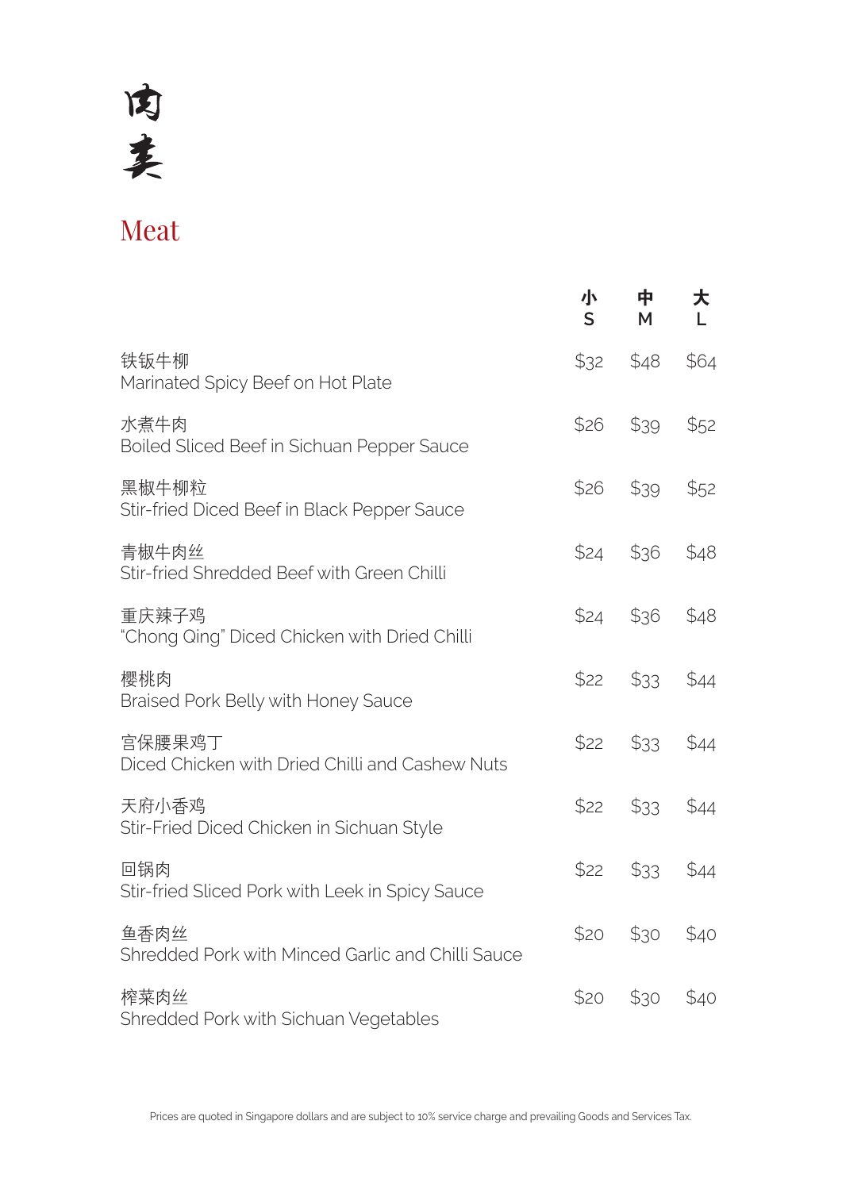# 肉类

## Meat

| | 小 S | 中 M | 大 L |
|---|---|---|---|
| 铁钣牛柳<br>Marinated Spicy Beef on Hot Plate | $32 | $48 | $64 |
| 水煮牛肉<br>Boiled Sliced Beef in Sichuan Pepper Sauce | $26 | $39 | $52 |
| 黑椒牛柳粒<br>Stir-fried Diced Beef in Black Pepper Sauce | $26 | $39 | $52 |
| 青椒牛肉丝<br>Stir-fried Shredded Beef with Green Chilli | $24 | $36 | $48 |
| 重庆辣子鸡<br>"Chong Qing" Diced Chicken with Dried Chilli | $24 | $36 | $48 |
| 樱桃肉<br>Braised Pork Belly with Honey Sauce | $22 | $33 | $44 |
| 宫保腰果鸡丁<br>Diced Chicken with Dried Chilli and Cashew Nuts | $22 | $33 | $44 |
| 天府小香鸡<br>Stir-Fried Diced Chicken in Sichuan Style | $22 | $33 | $44 |
| 回锅肉<br>Stir-fried Sliced Pork with Leek in Spicy Sauce | $22 | $33 | $44 |
| 鱼香肉丝<br>Shredded Pork with Minced Garlic and Chilli Sauce | $20 | $30 | $40 |
| 榨菜肉丝<br>Shredded Pork with Sichuan Vegetables | $20 | $30 | $40 |

Prices are quoted in Singapore dollars and are subject to 10% service charge and prevailing Goods and Services Tax.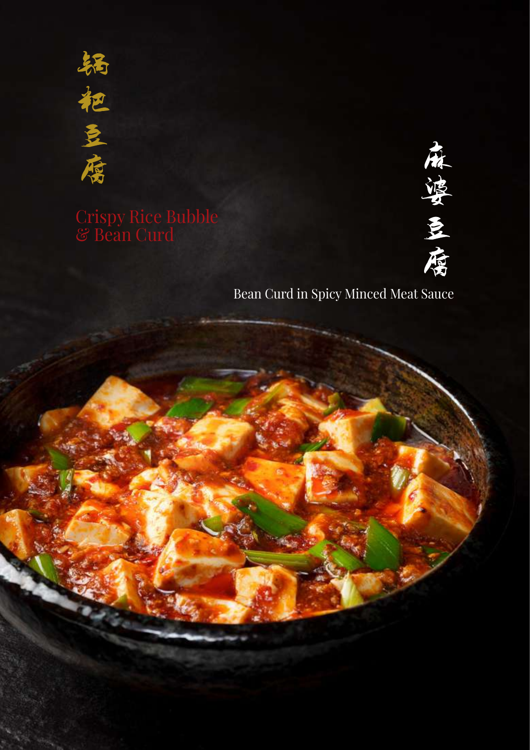锅粑豆腐

Crispy Rice Bubble & Bean Curd

麻婆豆腐

Bean Curd in Spicy Minced Meat Sauce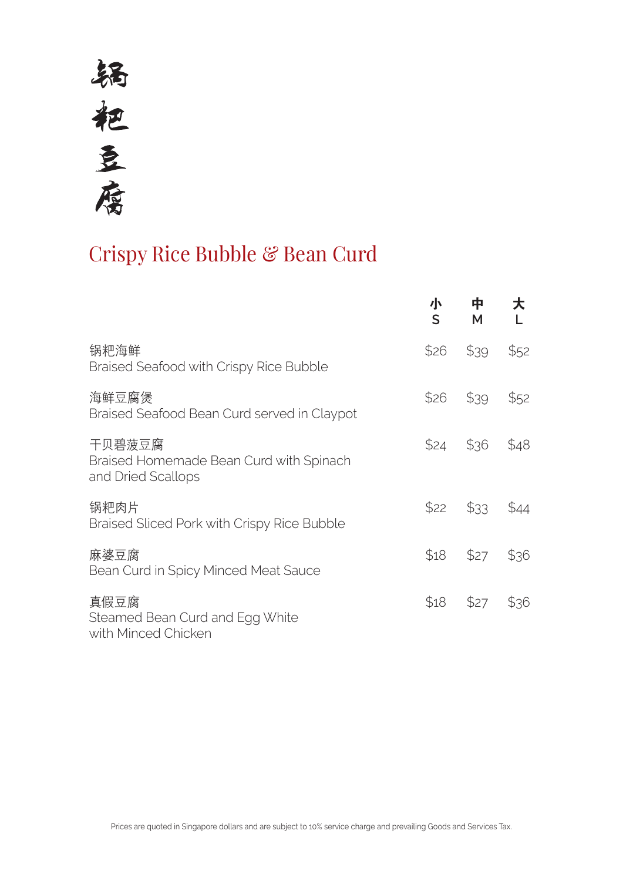# 锅耙豆腐

## Crispy Rice Bubble & Bean Curd

| | 小 S | 中 M | 大 L |
|---|---|---|---|
| 锅粑海鲜<br>Braised Seafood with Crispy Rice Bubble | $26 | $39 | $52 |
| 海鲜豆腐煲<br>Braised Seafood Bean Curd served in Claypot | $26 | $39 | $52 |
| 干贝碧菠豆腐<br>Braised Homemade Bean Curd with Spinach and Dried Scallops | $24 | $36 | $48 |
| 锅粑肉片<br>Braised Sliced Pork with Crispy Rice Bubble | $22 | $33 | $44 |
| 麻婆豆腐<br>Bean Curd in Spicy Minced Meat Sauce | $18 | $27 | $36 |
| 真假豆腐<br>Steamed Bean Curd and Egg White with Minced Chicken | $18 | $27 | $36 |

Prices are quoted in Singapore dollars and are subject to 10% service charge and prevailing Goods and Services Tax.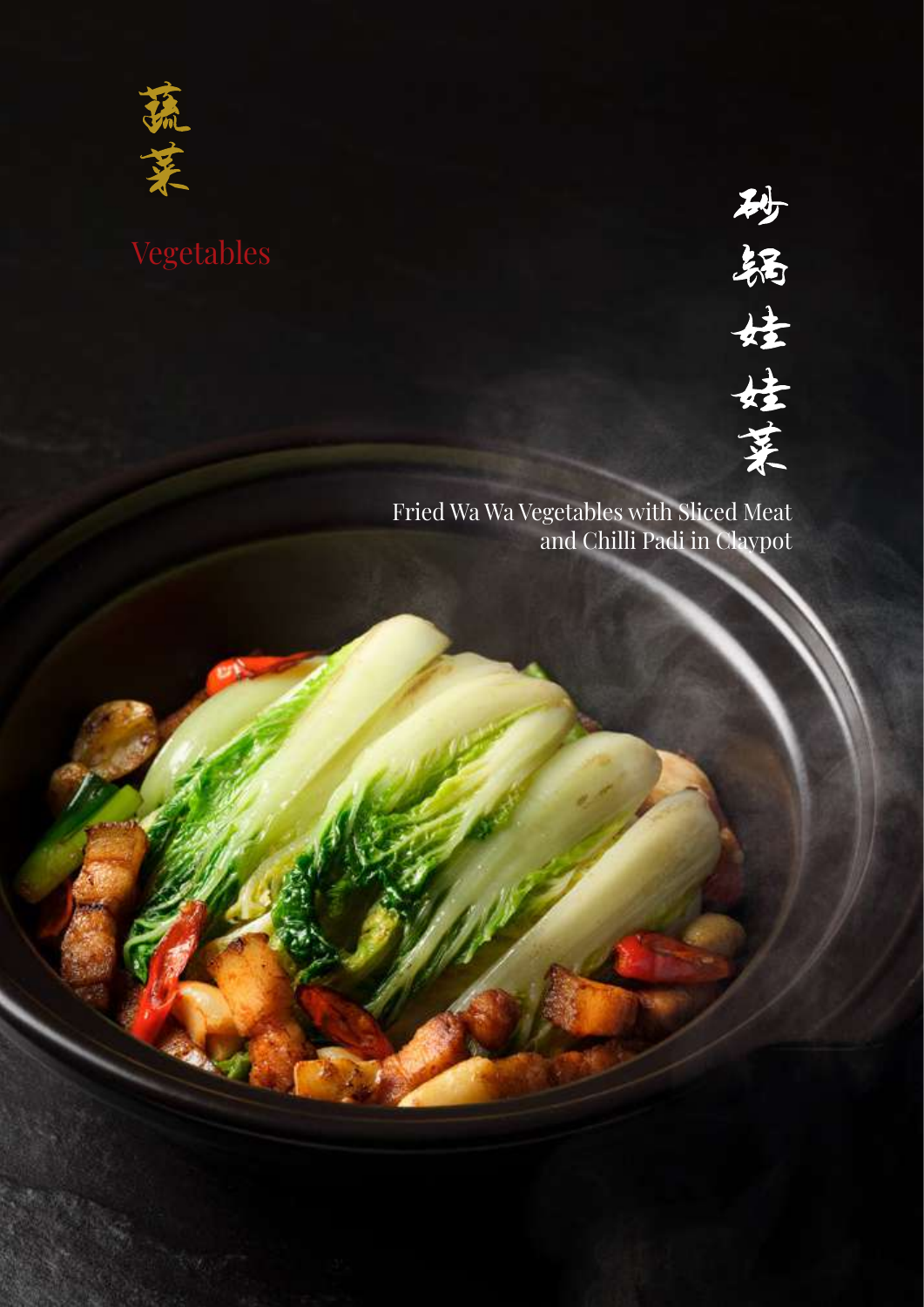# 蔬菜

# Vegetables

## 砂锅娃娃菜

Fried Wa Wa Vegetables with Sliced Meat and Chilli Padi in Claypot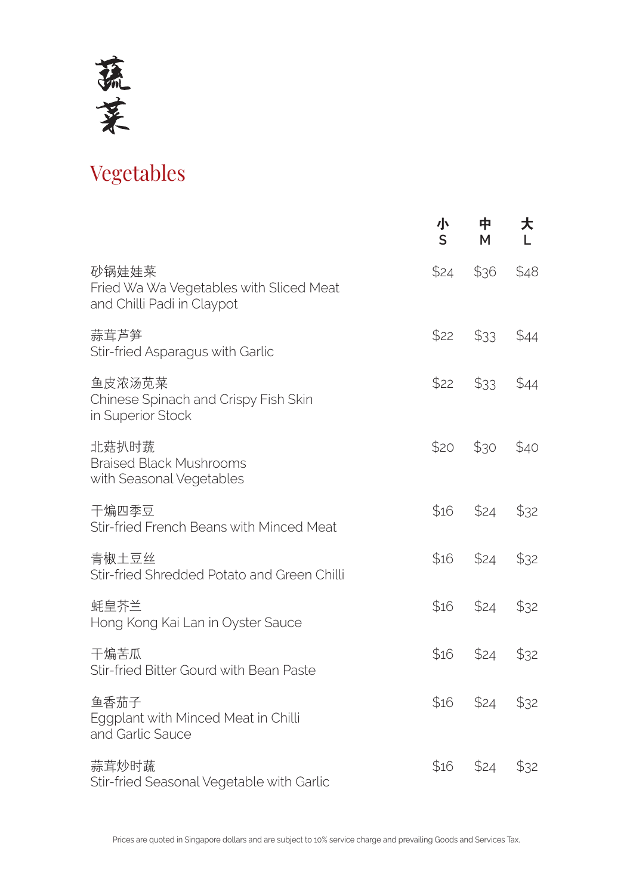# 蔬菜

## Vegetables

| | 小 S | 中 M | 大 L |
|---|---|---|---|
| 砂锅娃娃菜<br>Fried Wa Wa Vegetables with Sliced Meat and Chilli Padi in Claypot | $24 | $36 | $48 |
| 蒜茸芦笋<br>Stir-fried Asparagus with Garlic | $22 | $33 | $44 |
| 鱼皮浓汤苋菜<br>Chinese Spinach and Crispy Fish Skin in Superior Stock | $22 | $33 | $44 |
| 北菇扒时蔬<br>Braised Black Mushrooms with Seasonal Vegetables | $20 | $30 | $40 |
| 干煸四季豆<br>Stir-fried French Beans with Minced Meat | $16 | $24 | $32 |
| 青椒土豆丝<br>Stir-fried Shredded Potato and Green Chilli | $16 | $24 | $32 |
| 蚝皇芥兰<br>Hong Kong Kai Lan in Oyster Sauce | $16 | $24 | $32 |
| 干煸苦瓜<br>Stir-fried Bitter Gourd with Bean Paste | $16 | $24 | $32 |
| 鱼香茄子<br>Eggplant with Minced Meat in Chilli and Garlic Sauce | $16 | $24 | $32 |
| 蒜茸炒时蔬<br>Stir-fried Seasonal Vegetable with Garlic | $16 | $24 | $32 |

Prices are quoted in Singapore dollars and are subject to 10% service charge and prevailing Goods and Services Tax.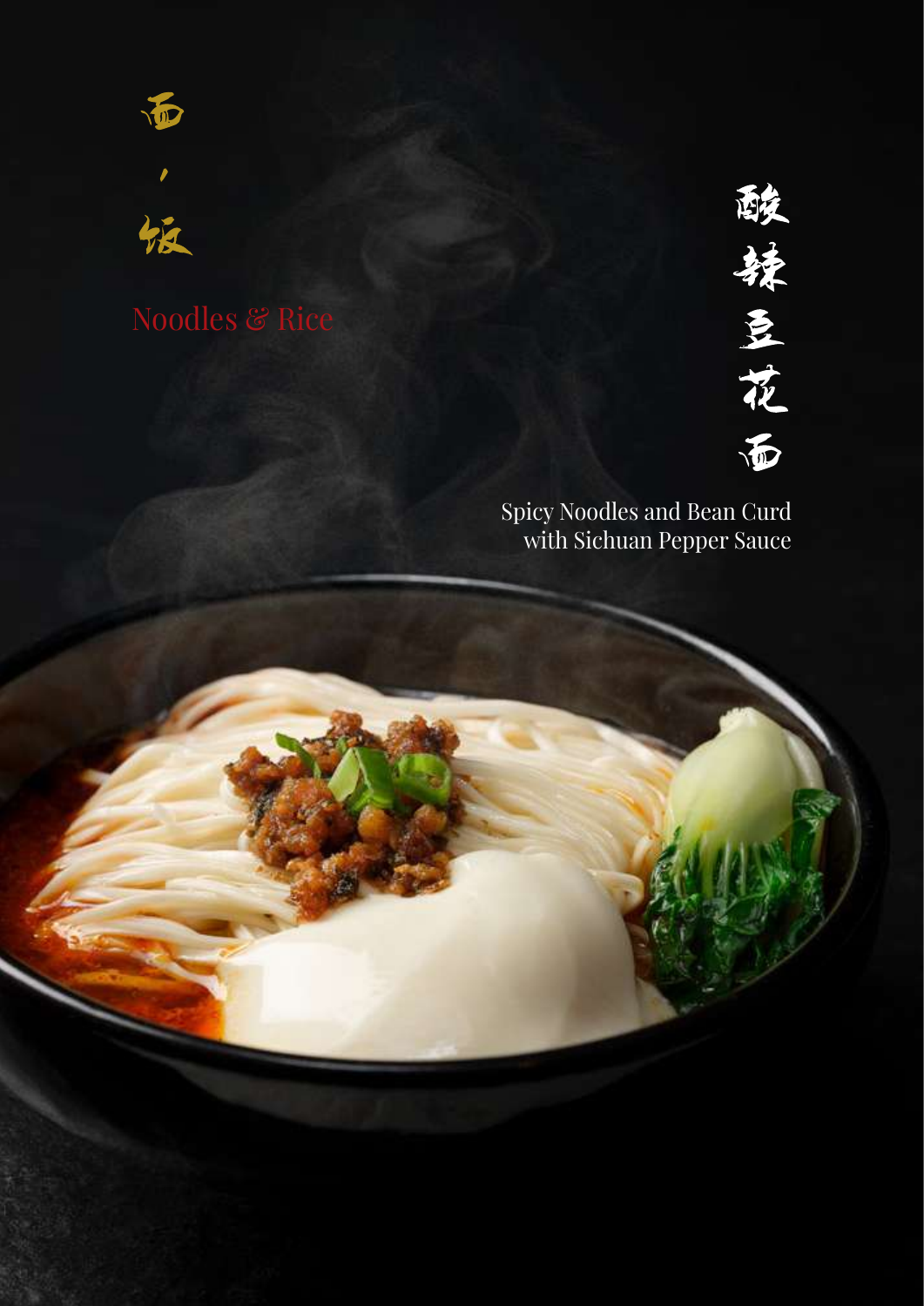# 面，饭

## Noodles & Rice

### 酸辣豆花面

Spicy Noodles and Bean Curd with Sichuan Pepper Sauce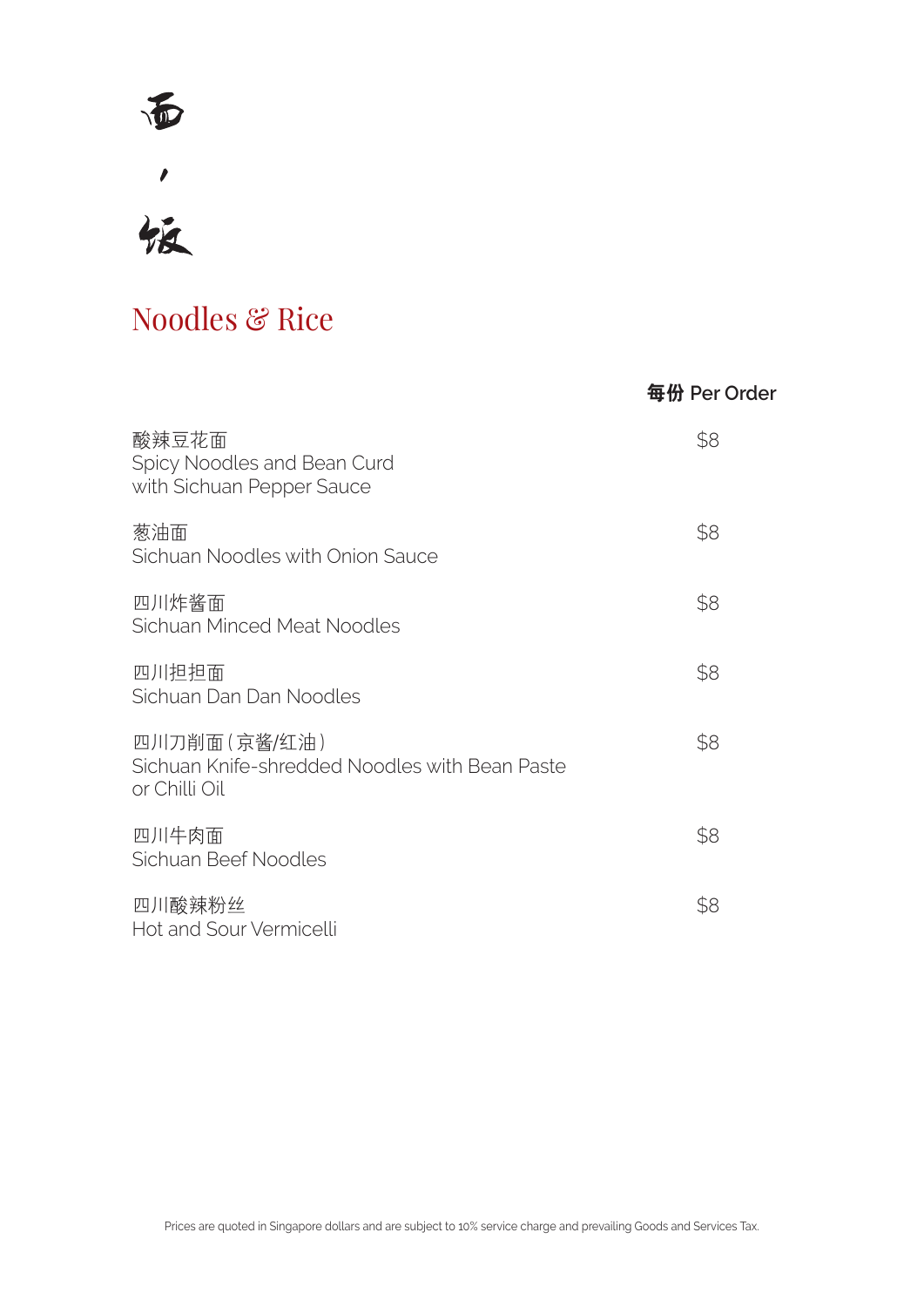面，饭

# Noodles & Rice

| | 每份 Per Order |
|---|---|
| 酸辣豆花面<br>Spicy Noodles and Bean Curd with Sichuan Pepper Sauce | $8 |
| 葱油面<br>Sichuan Noodles with Onion Sauce | $8 |
| 四川炸酱面<br>Sichuan Minced Meat Noodles | $8 |
| 四川担担面<br>Sichuan Dan Dan Noodles | $8 |
| 四川刀削面（京酱/红油）<br>Sichuan Knife-shredded Noodles with Bean Paste or Chilli Oil | $8 |
| 四川牛肉面<br>Sichuan Beef Noodles | $8 |
| 四川酸辣粉丝<br>Hot and Sour Vermicelli | $8 |

Prices are quoted in Singapore dollars and are subject to 10% service charge and prevailing Goods and Services Tax.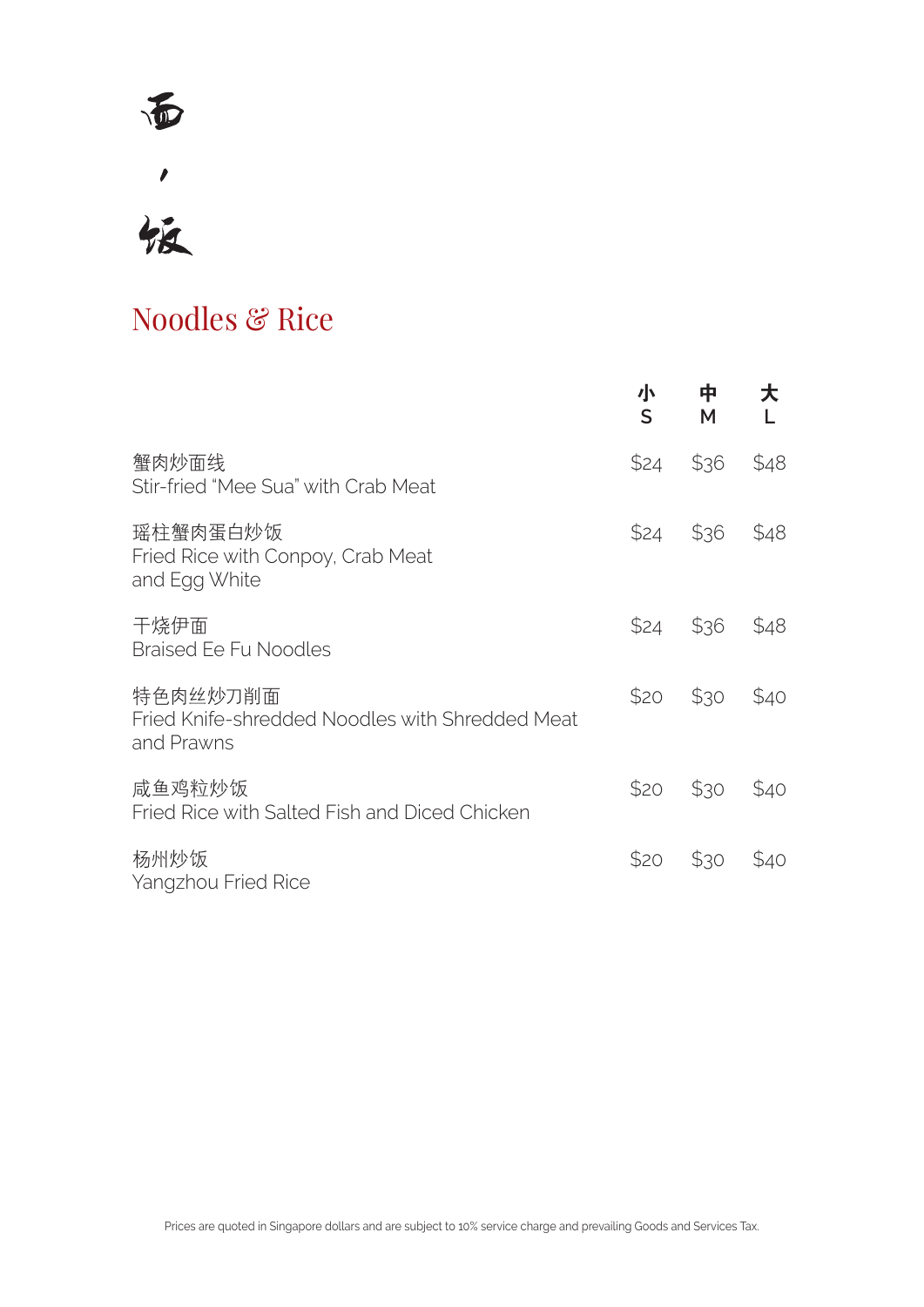面，饭

# Noodles & Rice

| | 小 S | 中 M | 大 L |
|---|---|---|---|
| 蟹肉炒面线<br>Stir-fried "Mee Sua" with Crab Meat | $24 | $36 | $48 |
| 瑶柱蟹肉蛋白炒饭<br>Fried Rice with Conpoy, Crab Meat and Egg White | $24 | $36 | $48 |
| 干烧伊面<br>Braised Ee Fu Noodles | $24 | $36 | $48 |
| 特色肉丝炒刀削面<br>Fried Knife-shredded Noodles with Shredded Meat and Prawns | $20 | $30 | $40 |
| 咸鱼鸡粒炒饭<br>Fried Rice with Salted Fish and Diced Chicken | $20 | $30 | $40 |
| 杨州炒饭<br>Yangzhou Fried Rice | $20 | $30 | $40 |

Prices are quoted in Singapore dollars and are subject to 10% service charge and prevailing Goods and Services Tax.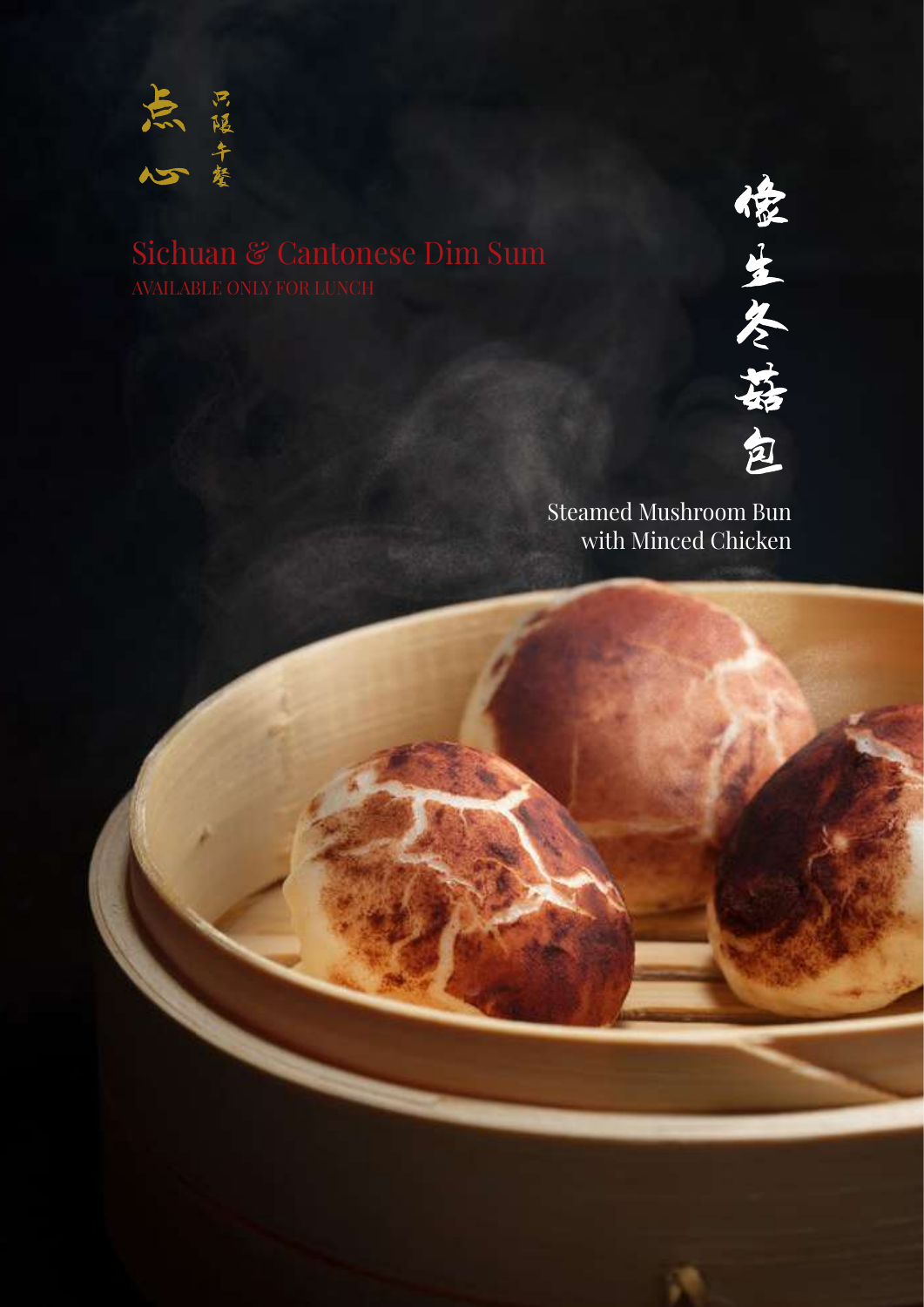点心 只限午餐

# Sichuan & Cantonese Dim Sum

AVAILABLE ONLY FOR LUNCH

像生冬菇包

Steamed Mushroom Bun with Minced Chicken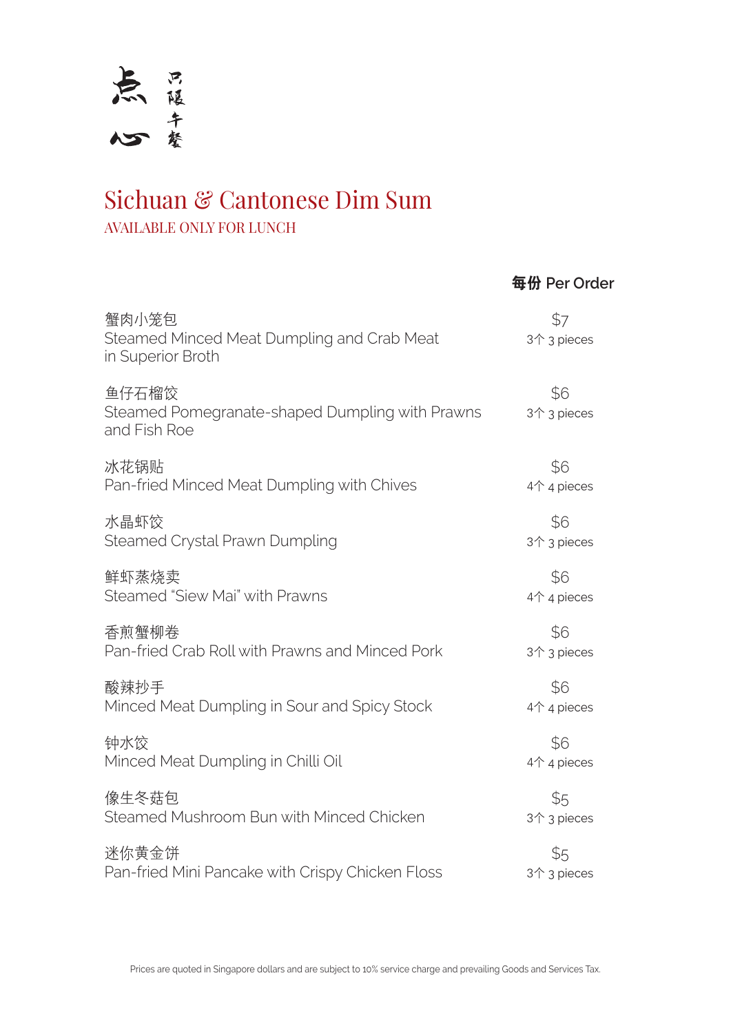点心 只限午餐

# Sichuan & Cantonese Dim Sum

AVAILABLE ONLY FOR LUNCH

| | 每份 Per Order |
|---|---|
| 蟹肉小笼包<br>Steamed Minced Meat Dumpling and Crab Meat in Superior Broth | $7<br>3个 3 pieces |
| 鱼仔石榴饺<br>Steamed Pomegranate-shaped Dumpling with Prawns and Fish Roe | $6<br>3个 3 pieces |
| 冰花锅贴<br>Pan-fried Minced Meat Dumpling with Chives | $6<br>4个 4 pieces |
| 水晶虾饺<br>Steamed Crystal Prawn Dumpling | $6<br>3个 3 pieces |
| 鲜虾蒸烧卖<br>Steamed "Siew Mai" with Prawns | $6<br>4个 4 pieces |
| 香煎蟹柳卷<br>Pan-fried Crab Roll with Prawns and Minced Pork | $6<br>3个 3 pieces |
| 酸辣抄手<br>Minced Meat Dumpling in Sour and Spicy Stock | $6<br>4个 4 pieces |
| 钟水饺<br>Minced Meat Dumpling in Chilli Oil | $6<br>4个 4 pieces |
| 像生冬菇包<br>Steamed Mushroom Bun with Minced Chicken | $5<br>3个 3 pieces |
| 迷你黄金饼<br>Pan-fried Mini Pancake with Crispy Chicken Floss | $5<br>3个 3 pieces |

Prices are quoted in Singapore dollars and are subject to 10% service charge and prevailing Goods and Services Tax.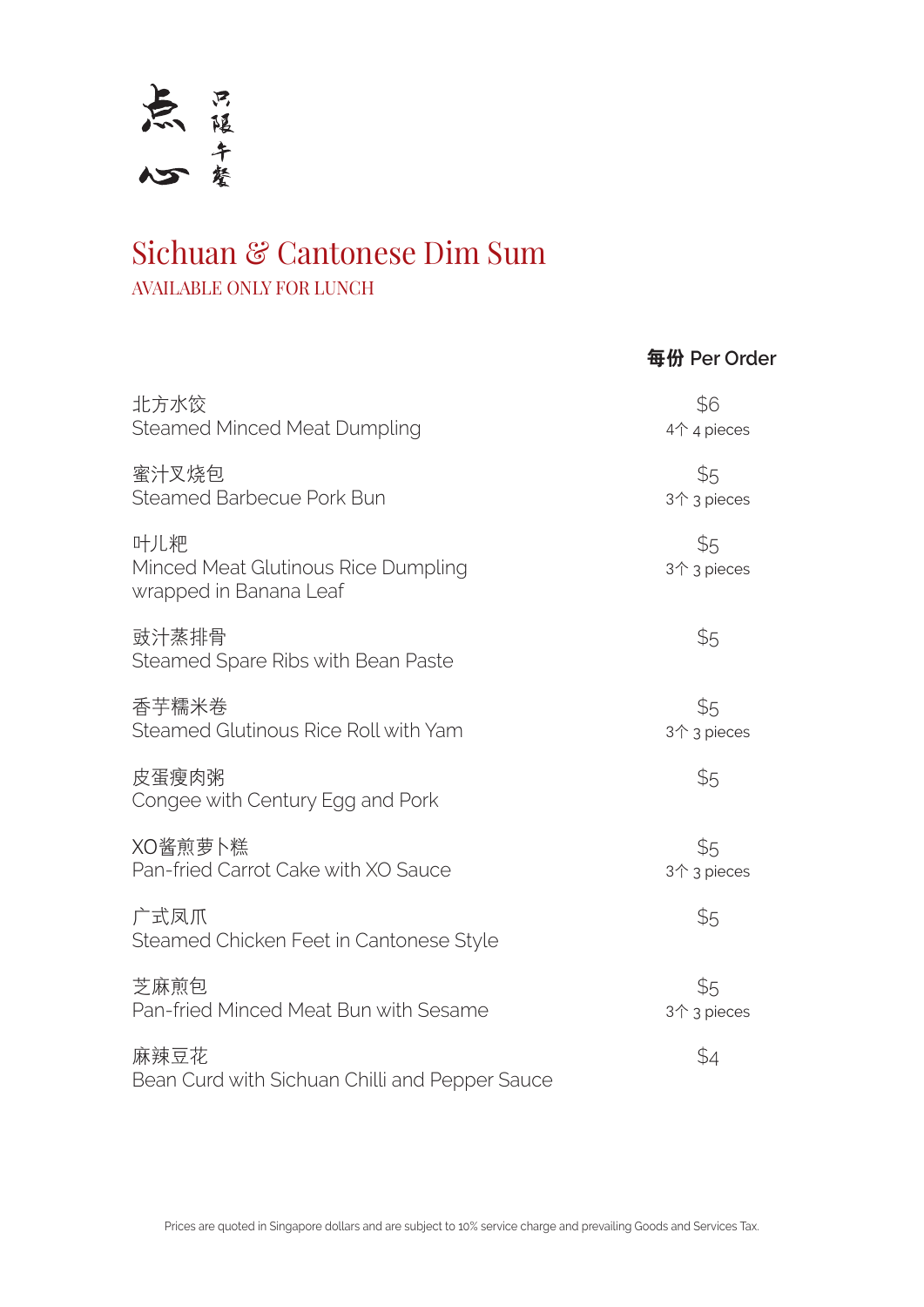点心 只限午餐

# Sichuan & Cantonese Dim Sum

AVAILABLE ONLY FOR LUNCH

| | 每份 Per Order |
|---|---|
| 北方水饺<br>Steamed Minced Meat Dumpling | $6<br>4个 4 pieces |
| 蜜汁叉烧包<br>Steamed Barbecue Pork Bun | $5<br>3个 3 pieces |
| 叶儿粑<br>Minced Meat Glutinous Rice Dumpling wrapped in Banana Leaf | $5<br>3个 3 pieces |
| 豉汁蒸排骨<br>Steamed Spare Ribs with Bean Paste | $5 |
| 香芋糯米卷<br>Steamed Glutinous Rice Roll with Yam | $5<br>3个 3 pieces |
| 皮蛋瘦肉粥<br>Congee with Century Egg and Pork | $5 |
| XO酱煎萝卜糕<br>Pan-fried Carrot Cake with XO Sauce | $5<br>3个 3 pieces |
| 广式凤爪<br>Steamed Chicken Feet in Cantonese Style | $5 |
| 芝麻煎包<br>Pan-fried Minced Meat Bun with Sesame | $5<br>3个 3 pieces |
| 麻辣豆花<br>Bean Curd with Sichuan Chilli and Pepper Sauce | $4 |

Prices are quoted in Singapore dollars and are subject to 10% service charge and prevailing Goods and Services Tax.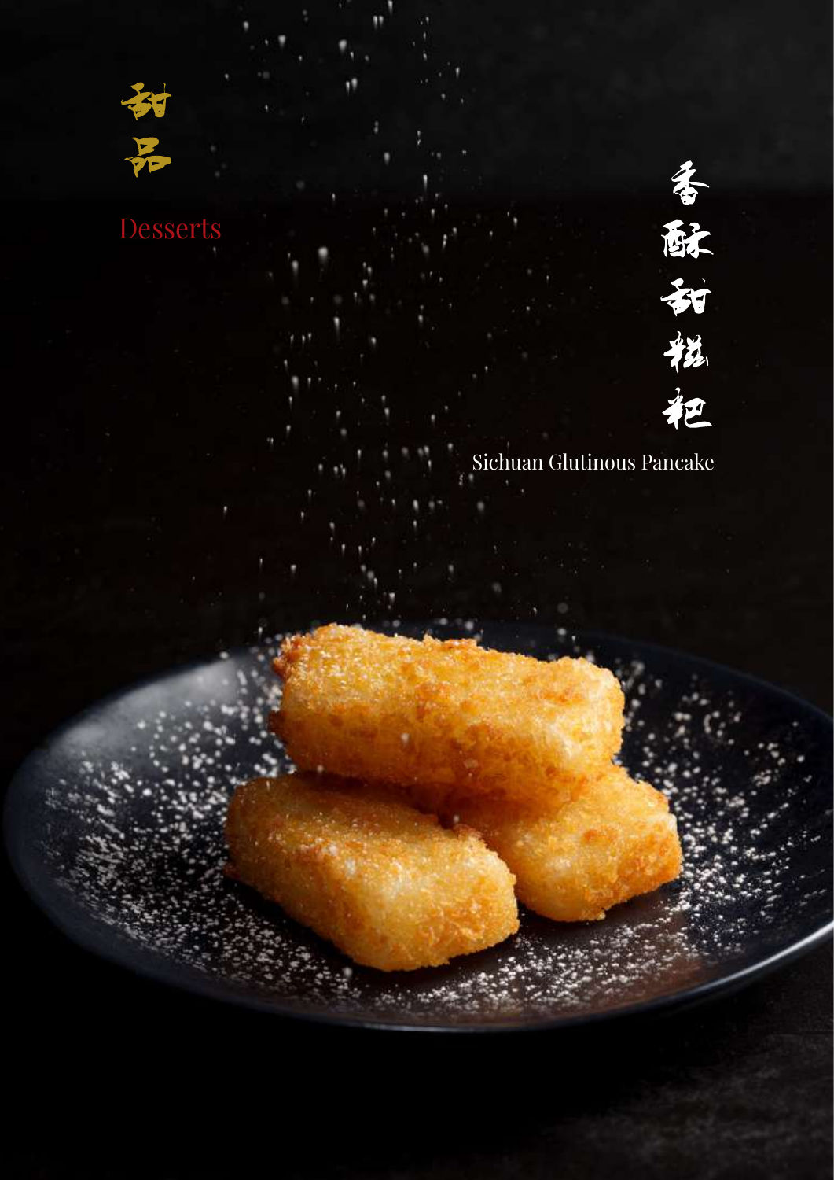# 甜品

## Desserts

### 香酥甜糍粑

Sichuan Glutinous Pancake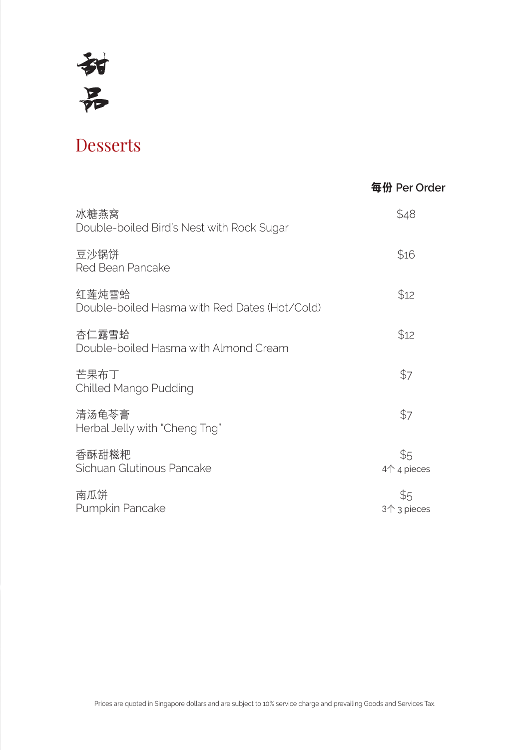# 甜品

## Desserts

| | 每份 Per Order |
|---|---|
| 冰糖燕窝<br>Double-boiled Bird's Nest with Rock Sugar | $48 |
| 豆沙锅饼<br>Red Bean Pancake | $16 |
| 红莲炖雪蛤<br>Double-boiled Hasma with Red Dates (Hot/Cold) | $12 |
| 杏仁露雪蛤<br>Double-boiled Hasma with Almond Cream | $12 |
| 芒果布丁<br>Chilled Mango Pudding | $7 |
| 清汤龟苓膏<br>Herbal Jelly with "Cheng Tng" | $7 |
| 香酥甜糍粑<br>Sichuan Glutinous Pancake | $5<br>4个 4 pieces |
| 南瓜饼<br>Pumpkin Pancake | $5<br>3个 3 pieces |

Prices are quoted in Singapore dollars and are subject to 10% service charge and prevailing Goods and Services Tax.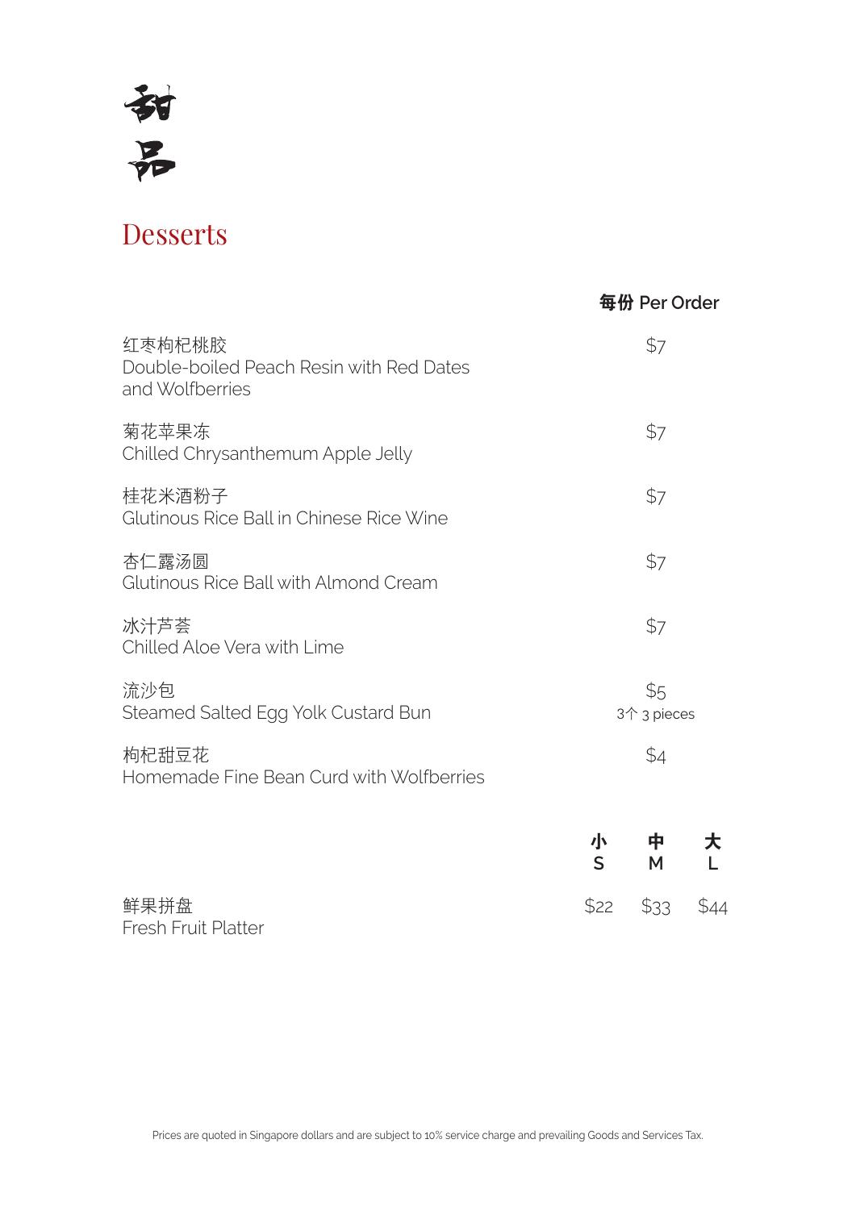# 甜品

## Desserts

| | 每份 Per Order |
|---|---|
| 红枣枸杞桃胶<br>Double-boiled Peach Resin with Red Dates and Wolfberries | $7 |
| 菊花苹果冻<br>Chilled Chrysanthemum Apple Jelly | $7 |
| 桂花米酒粉子<br>Glutinous Rice Ball in Chinese Rice Wine | $7 |
| 杏仁露汤圆<br>Glutinous Rice Ball with Almond Cream | $7 |
| 冰汁芦荟<br>Chilled Aloe Vera with Lime | $7 |
| 流沙包<br>Steamed Salted Egg Yolk Custard Bun | $5<br>3个 3 pieces |
| 枸杞甜豆花<br>Homemade Fine Bean Curd with Wolfberries | $4 |

| | 小 S | 中 M | 大 L |
|---|---|---|---|
| 鲜果拼盘<br>Fresh Fruit Platter | $22 | $33 | $44 |

Prices are quoted in Singapore dollars and are subject to 10% service charge and prevailing Goods and Services Tax.